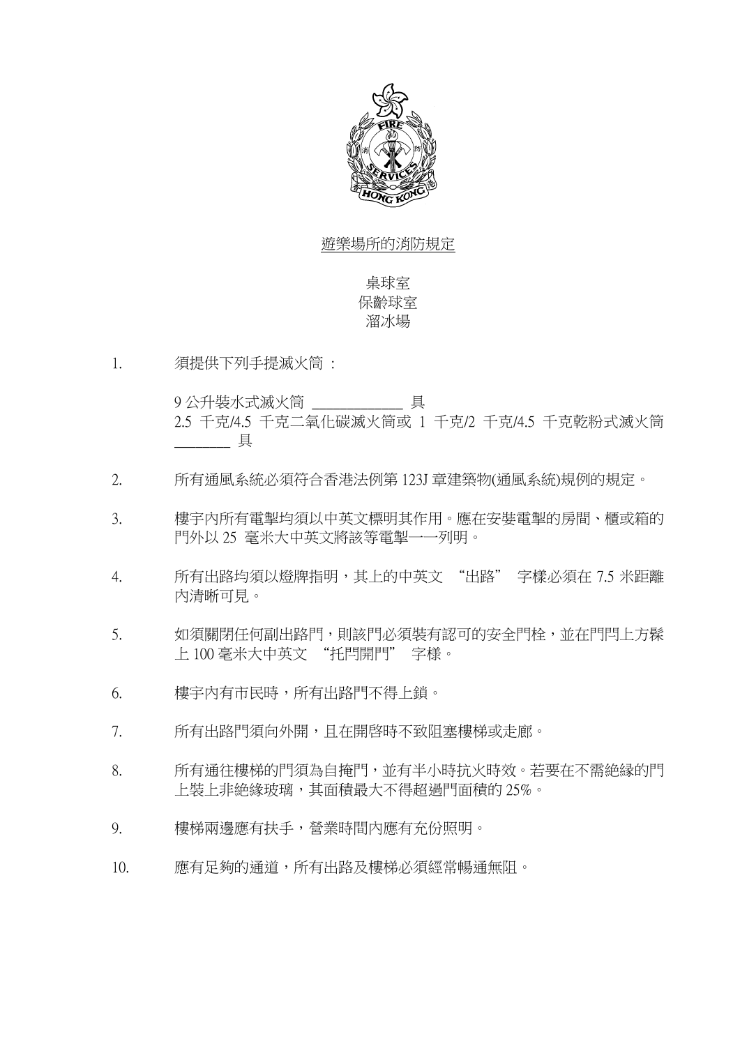# 遊樂場所的消防規定

桌球室
保齡球室
溜冰場

1. 須提供下列手提滅火筒：

   9 公升裝水式滅火筒 ____________ 具
   2.5 千克/4.5 千克二氧化碳滅火筒或 1 千克/2 千克/4.5 千克乾粉式滅火筒 ________ 具

2. 所有通風系統必須符合香港法例第 123J 章建築物(通風系統)規例的規定。

3. 樓宇內所有電掣均須以中英文標明其作用。應在安裝電掣的房間、櫃或箱的門外以 25 毫米大中英文將該等電掣一一列明。

4. 所有出路均須以燈牌指明，其上的中英文 "出路" 字樣必須在 7.5 米距離內清晰可見。

5. 如須關閉任何副出路門，則該門必須裝有認可的安全門栓，並在門閂上方髹上 100 毫米大中英文 "托閂開門" 字樣。

6. 樓宇內有市民時，所有出路門不得上鎖。

7. 所有出路門須向外開，且在開啓時不致阻塞樓梯或走廊。

8. 所有通往樓梯的門須為自掩門，並有半小時抗火時效。若要在不需絕緣的門上裝上非絕緣玻璃，其面積最大不得超過門面積的 25%。

9. 樓梯兩邊應有扶手，營業時間內應有充份照明。

10. 應有足夠的通道，所有出路及樓梯必須經常暢通無阻。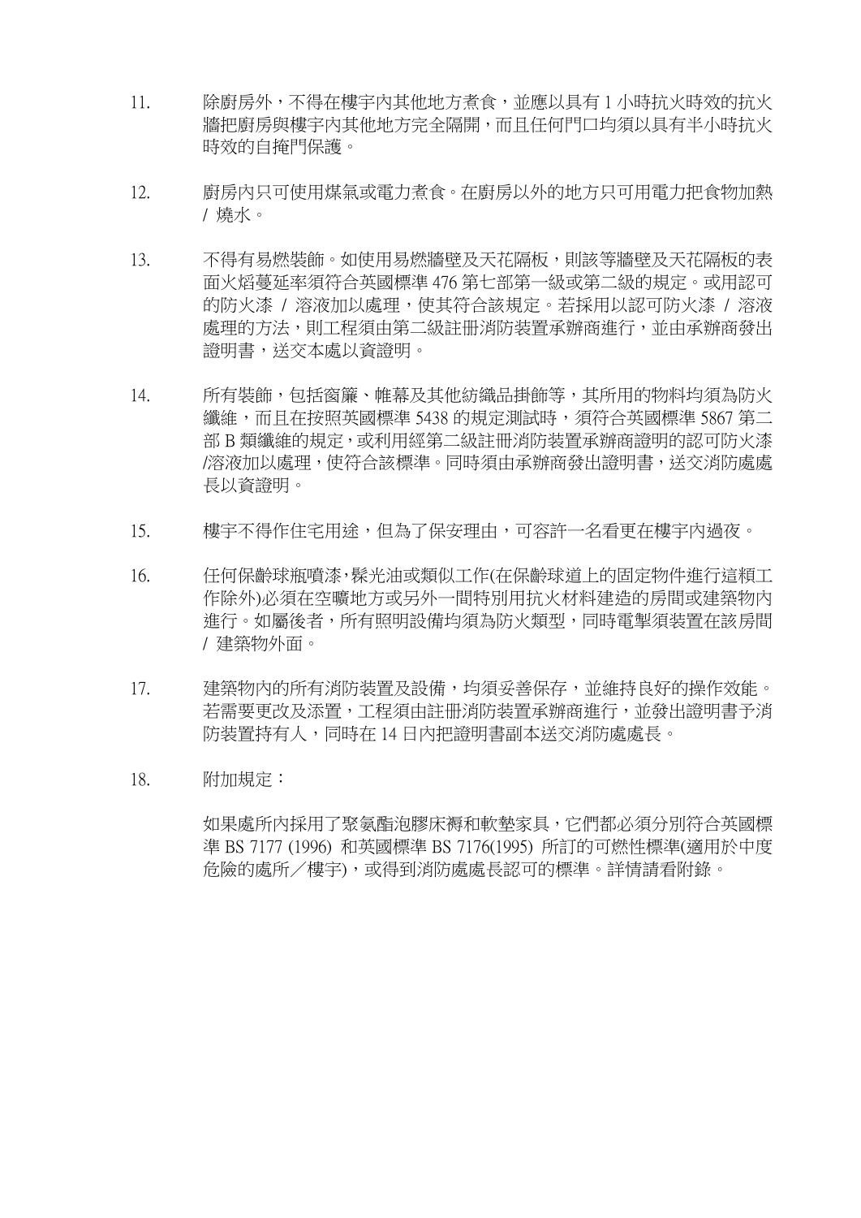11. 除廚房外，不得在樓宇內其他地方煮食，並應以具有 1 小時抗火時效的抗火牆把廚房與樓宇內其他地方完全隔開，而且任何門口均須以具有半小時抗火時效的自掩門保護。

12. 廚房內只可使用煤氣或電力煮食。在廚房以外的地方只可用電力把食物加熱 / 燒水。

13. 不得有易燃裝飾。如使用易燃牆壁及天花隔板，則該等牆壁及天花隔板的表面火焰蔓延率須符合英國標準 476 第七部第一級或第二級的規定。或用認可的防火漆 / 溶液加以處理，使其符合該規定。若採用以認可防火漆 / 溶液處理的方法，則工程須由第二級註冊消防裝置承辦商進行，並由承辦商發出證明書，送交本處以資證明。

14. 所有裝飾，包括窗簾、帷幕及其他紡織品掛飾等，其所用的物料均須為防火纖維，而且在按照英國標準 5438 的規定測試時，須符合英國標準 5867 第二部 B 類纖維的規定，或利用經第二級註冊消防裝置承辦商證明的認可防火漆/溶液加以處理，使符合該標準。同時須由承辦商發出證明書，送交消防處處長以資證明。

15. 樓宇不得作住宅用途，但為了保安理由，可容許一名看更在樓宇內過夜。

16. 任何保齡球瓶噴漆,鬆光油或類似工作(在保齡球道上的固定物件進行這類工作除外)必須在空曠地方或另外一間特別用抗火材料建造的房間或建築物內進行。如屬後者，所有照明設備均須為防火類型，同時電掣須裝置在該房間 / 建築物外面。

17. 建築物內的所有消防裝置及設備，均須妥善保存，並維持良好的操作效能。若需要更改及添置，工程須由註冊消防裝置承辦商進行，並發出證明書予消防裝置持有人，同時在 14 日內把證明書副本送交消防處處長。

18. 附加規定：

    如果處所內採用了聚氨酯泡膠床褥和軟墊家具，它們都必須分別符合英國標準 BS 7177 (1996) 和英國標準 BS 7176(1995) 所訂的可燃性標準(適用於中度危險的處所／樓宇)，或得到消防處處長認可的標準。詳情請看附錄。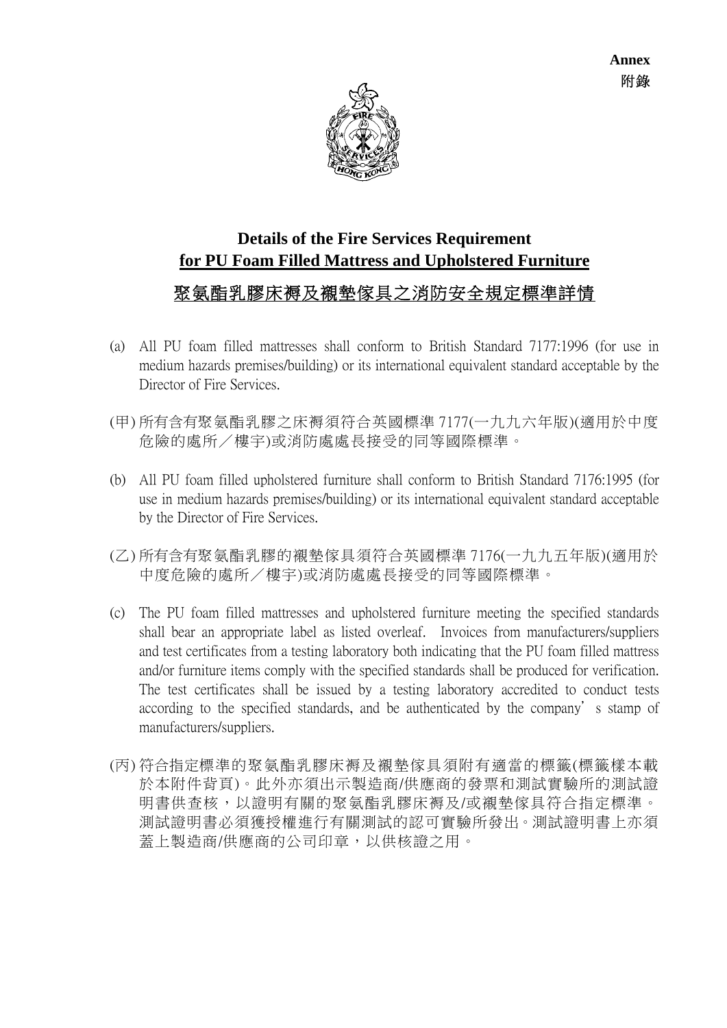**Annex**
**附錄**

## Details of the Fire Services Requirement
## <u>for PU Foam Filled Mattress and Upholstered Furniture</u>

## <u>聚氨酯乳膠床褥及襯墊傢具之消防安全規定標準詳情</u>

(a) All PU foam filled mattresses shall conform to British Standard 7177:1996 (for use in medium hazards premises/building) or its international equivalent standard acceptable by the Director of Fire Services.

(甲) 所有含有聚氨酯乳膠之床褥須符合英國標準 7177(一九九六年版)(適用於中度危險的處所／樓宇)或消防處處長接受的同等國際標準。

(b) All PU foam filled upholstered furniture shall conform to British Standard 7176:1995 (for use in medium hazards premises/building) or its international equivalent standard acceptable by the Director of Fire Services.

(乙) 所有含有聚氨酯乳膠的襯墊傢具須符合英國標準 7176(一九九五年版)(適用於中度危險的處所／樓宇)或消防處處長接受的同等國際標準。

(c) The PU foam filled mattresses and upholstered furniture meeting the specified standards shall bear an appropriate label as listed overleaf. Invoices from manufacturers/suppliers and test certificates from a testing laboratory both indicating that the PU foam filled mattress and/or furniture items comply with the specified standards shall be produced for verification. The test certificates shall be issued by a testing laboratory accredited to conduct tests according to the specified standards, and be authenticated by the company's stamp of manufacturers/suppliers.

(丙) 符合指定標準的聚氨酯乳膠床褥及襯墊傢具須附有適當的標籤(標籤樣本載於本附件背頁)。此外亦須出示製造商/供應商的發票和測試實驗所的測試證明書供查核，以證明有關的聚氨酯乳膠床褥及/或襯墊傢具符合指定標準。測試證明書必須獲授權進行有關測試的認可實驗所發出。測試證明書上亦須蓋上製造商/供應商的公司印章，以供核證之用。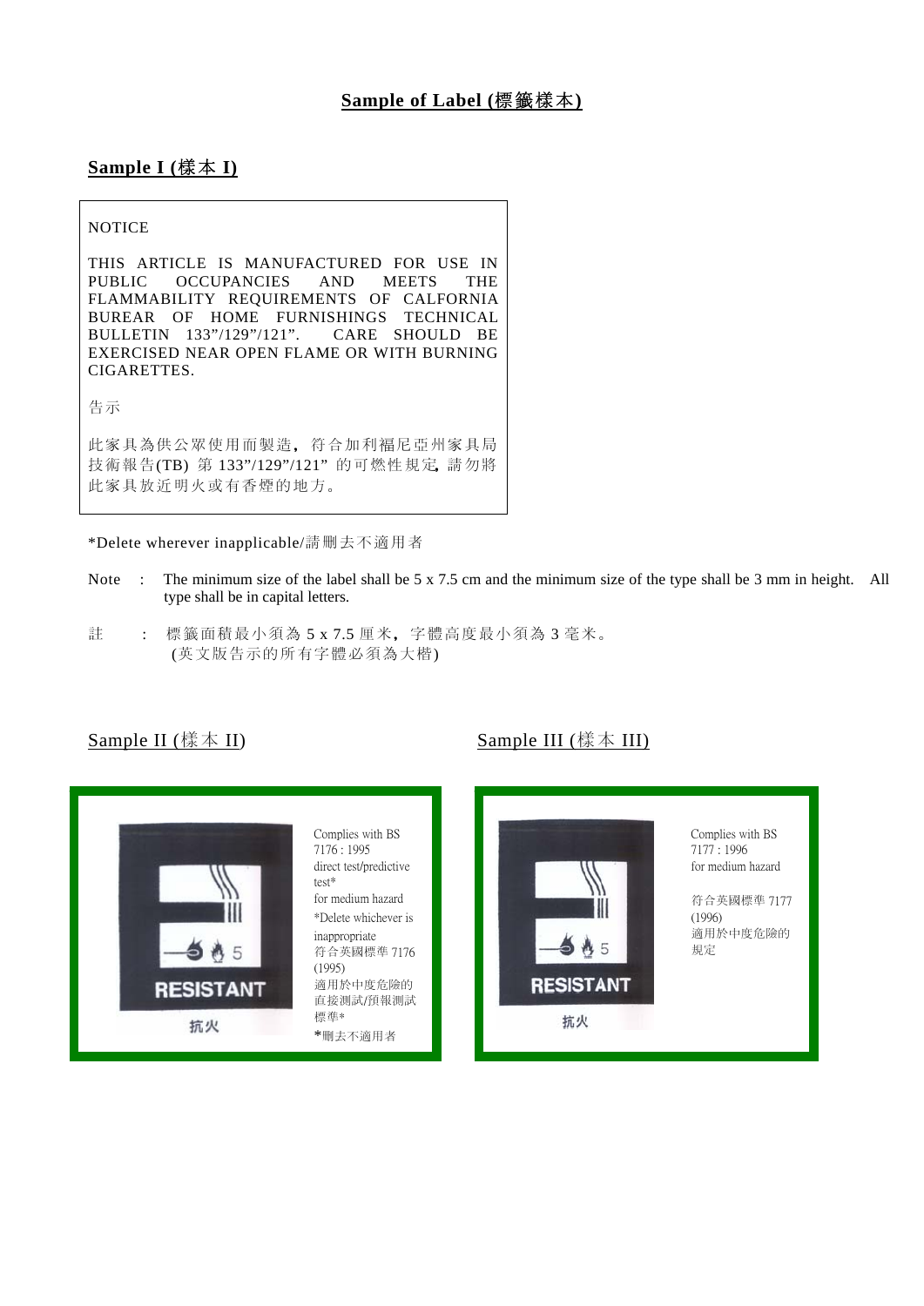# Sample of Label (標籤樣本)

## Sample I (樣本 I)

NOTICE

THIS ARTICLE IS MANUFACTURED FOR USE IN PUBLIC OCCUPANCIES AND MEETS THE FLAMMABILITY REQUIREMENTS OF CALFORNIA BUREAR OF HOME FURNISHINGS TECHNICAL BULLETIN 133"/129"/121". CARE SHOULD BE EXERCISED NEAR OPEN FLAME OR WITH BURNING CIGARETTES.

告示

此家具為供公眾使用而製造，符合加利福尼亞州家具局技術報告(TB) 第 133"/129"/121" 的可燃性規定, 請勿將此家具放近明火或有香煙的地方。

*Delete wherever inapplicable/請刪去不適用者

Note : The minimum size of the label shall be 5 x 7.5 cm and the minimum size of the type shall be 3 mm in height. All type shall be in capital letters.

註 : 標籤面積最小須為 5 x 7.5 厘米，字體高度最小須為 3 毫米。
(英文版告示的所有字體必須為大楷)

## Sample II (樣本 II)

5
RESISTANT
抗火

Complies with BS 7176 : 1995
direct test/predictive test*
for medium hazard
*Delete whichever is inappropriate
符合英國標準 7176 (1995)
適用於中度危險的直接測試/預報測試標準*
*刪去不適用者

## Sample III (樣本 III)

5
RESISTANT
抗火

Complies with BS 7177 : 1996
for medium hazard

符合英國標準 7177 (1996)
適用於中度危險的規定